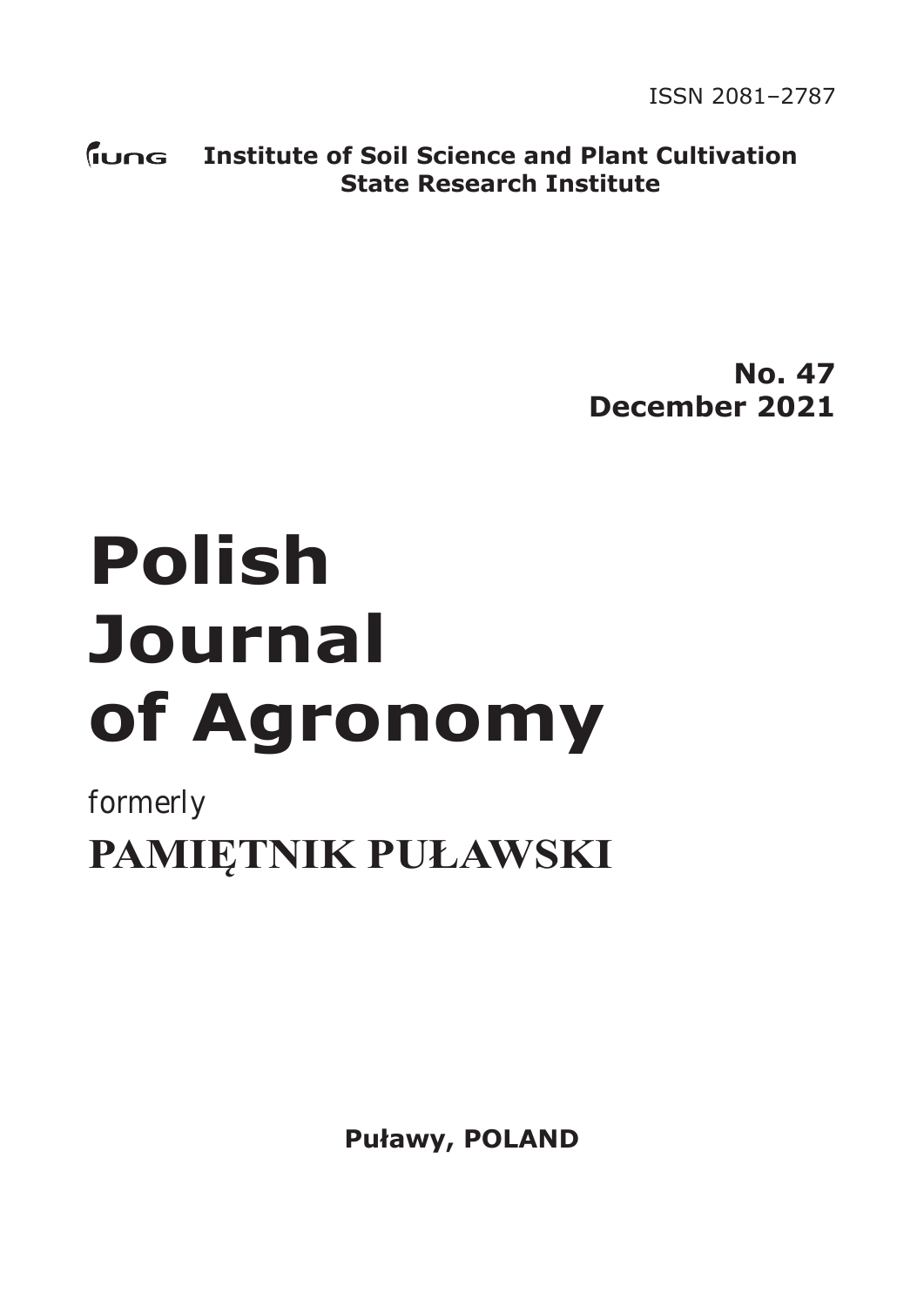ISSN 2081–2787

IUNG **Institute of Soil Science and Plant Cultivation State Research Institute**

**No. 47**
**December 2021**

# Polish Journal of Agronomy

formerly

**PAMIĘTNIK PUŁAWSKI**

**Puławy, POLAND**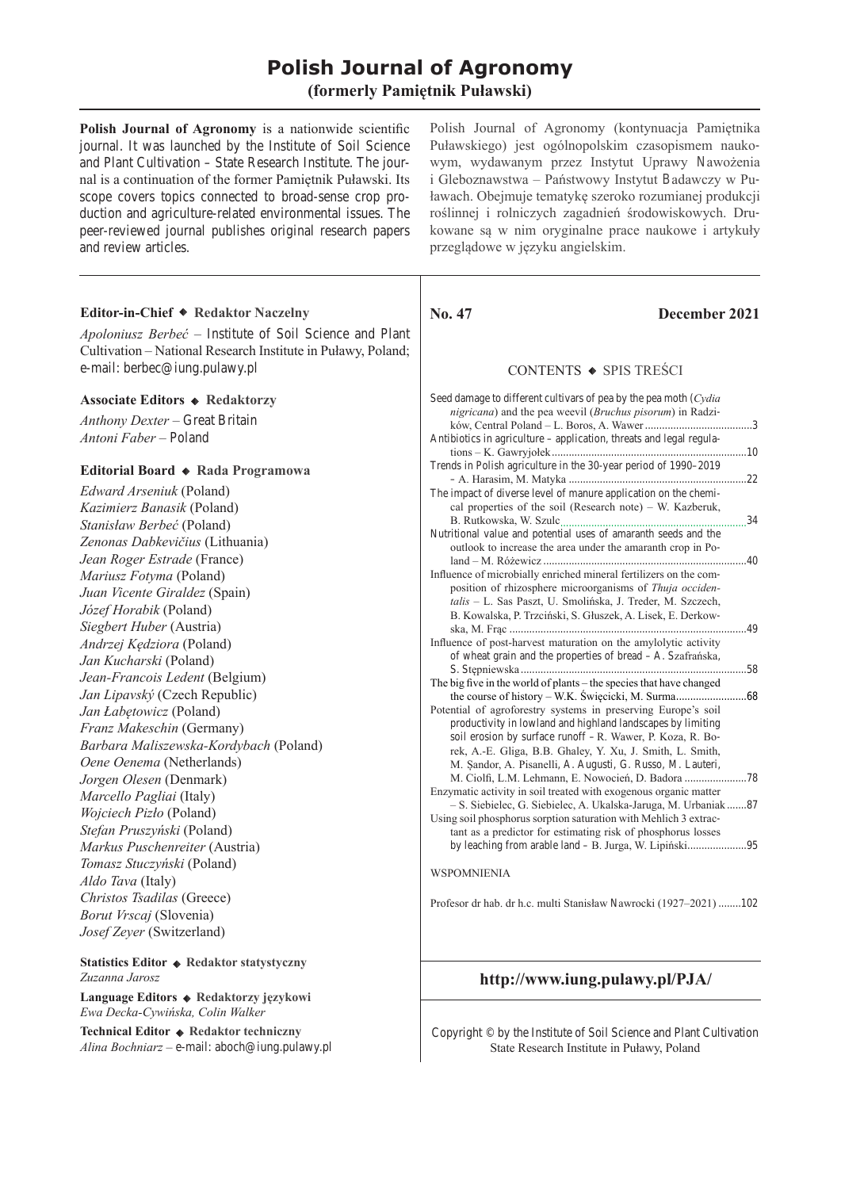# Polish Journal of Agronomy

**(formerly Pamiętnik Puławski)**

**Polish Journal of Agronomy** is a nationwide scientific journal. It was launched by the Institute of Soil Science and Plant Cultivation – State Research Institute. The journal is a continuation of the former Pamiętnik Puławski. Its scope covers topics connected to broad-sense crop production and agriculture-related environmental issues. The peer-reviewed journal publishes original research papers and review articles.

Polish Journal of Agronomy (kontynuacja Pamiętnika Puławskiego) jest ogólnopolskim czasopismem naukowym, wydawanym przez Instytut Uprawy Nawożenia i Gleboznawstwa – Państwowy Instytut Badawczy w Puławach. Obejmuje tematykę szeroko rozumianej produkcji roślinnej i rolniczych zagadnień środowiskowych. Drukowane są w nim oryginalne prace naukowe i artykuły przeglądowe w języku angielskim.

**Editor-in-Chief ◆ Redaktor Naczelny**

*Apoloniusz Berbeć* – Institute of Soil Science and Plant Cultivation – National Research Institute in Puławy, Poland; e-mail: berbec@iung.pulawy.pl

**Associate Editors ◆ Redaktorzy**

*Anthony Dexter* – Great Britain
*Antoni Faber* – Poland

**Editorial Board ◆ Rada Programowa**

*Edward Arseniuk* (Poland)
*Kazimierz Banasik* (Poland)
*Stanisław Berbeć* (Poland)
*Zenonas Dabkevičius* (Lithuania)
*Jean Roger Estrade* (France)
*Mariusz Fotyma* (Poland)
*Juan Vicente Giraldez* (Spain)
*Józef Horabik* (Poland)
*Siegbert Huber* (Austria)
*Andrzej Kędziora* (Poland)
*Jan Kucharski* (Poland)
*Jean-Francois Ledent* (Belgium)
*Jan Lipavský* (Czech Republic)
*Jan Łabętowicz* (Poland)
*Franz Makeschin* (Germany)
*Barbara Maliszewska-Kordybach* (Poland)
*Oene Oenema* (Netherlands)
*Jorgen Olesen* (Denmark)
*Marcello Pagliai* (Italy)
*Wojciech Pizło* (Poland)
*Stefan Pruszyński* (Poland)
*Markus Puschenreiter* (Austria)
*Tomasz Stuczyński* (Poland)
*Aldo Tava* (Italy)
*Christos Tsadilas* (Greece)
*Borut Vrscaj* (Slovenia)
*Josef Zeyer* (Switzerland)

**Statistics Editor ◆ Redaktor statystyczny**
*Zuzanna Jarosz*

**Language Editors ◆ Redaktorzy językowi**
*Ewa Decka-Cywińska, Colin Walker*

**Technical Editor ◆ Redaktor techniczny**
*Alina Bochniarz* – e-mail: aboch@iung.pulawy.pl

**No. 47** **December 2021**

## CONTENTS ◆ SPIS TREŚCI

Seed damage to different cultivars of pea by the pea moth (*Cydia nigricana*) and the pea weevil (*Bruchus pisorum*) in Radzików, Central Poland – L. Boros, A. Wawer ....................................3

Antibiotics in agriculture – application, threats and legal regulations – K. Gawryjołek ....................................10

Trends in Polish agriculture in the 30-year period of 1990–2019 – A. Harasim, M. Matyka ....................................22

The impact of diverse level of manure application on the chemical properties of the soil (Research note) – W. Kazberuk, B. Rutkowska, W. Szulc ....................................34

Nutritional value and potential uses of amaranth seeds and the outlook to increase the area under the amaranth crop in Poland – M. Różewicz ....................................40

Influence of microbially enriched mineral fertilizers on the composition of rhizosphere microorganisms of *Thuja occidentalis* – L. Sas Paszt, U. Smolińska, J. Treder, M. Szczech, B. Kowalska, P. Trzciński, S. Głuszek, A. Lisek, E. Derkowska, M. Frąc ....................................49

Influence of post-harvest maturation on the amylolytic activity of wheat grain and the properties of bread – A. Szafrańska, S. Stępniewska ....................................58

The big five in the world of plants – the species that have changed the course of history – W.K. Święcicki, M. Surma....................................68

Potential of agroforestry systems in preserving Europe's soil productivity in lowland and highland landscapes by limiting soil erosion by surface runoff – R. Wawer, P. Koza, R. Borek, A.-E. Gliga, B.B. Ghaley, Y. Xu, J. Smith, L. Smith, M. Şandor, A. Pisanelli, A. Augusti, G. Russo, M. Lauteri, M. Ciolfi, L.M. Lehmann, E. Nowocień, D. Badora ....................................78

Enzymatic activity in soil treated with exogenous organic matter – S. Siebielec, G. Siebielec, A. Ukalska-Jaruga, M. Urbaniak ....................................87

Using soil phosphorus sorption saturation with Mehlich 3 extractant as a predictor for estimating risk of phosphorus losses by leaching from arable land – B. Jurga, W. Lipiński....................................95

WSPOMNIENIA

Profesor dr hab. dr h.c. multi Stanisław Nawrocki (1927–2021) ........102

**http://www.iung.pulawy.pl/PJA/**

Copyright © by the Institute of Soil Science and Plant Cultivation
State Research Institute in Puławy, Poland